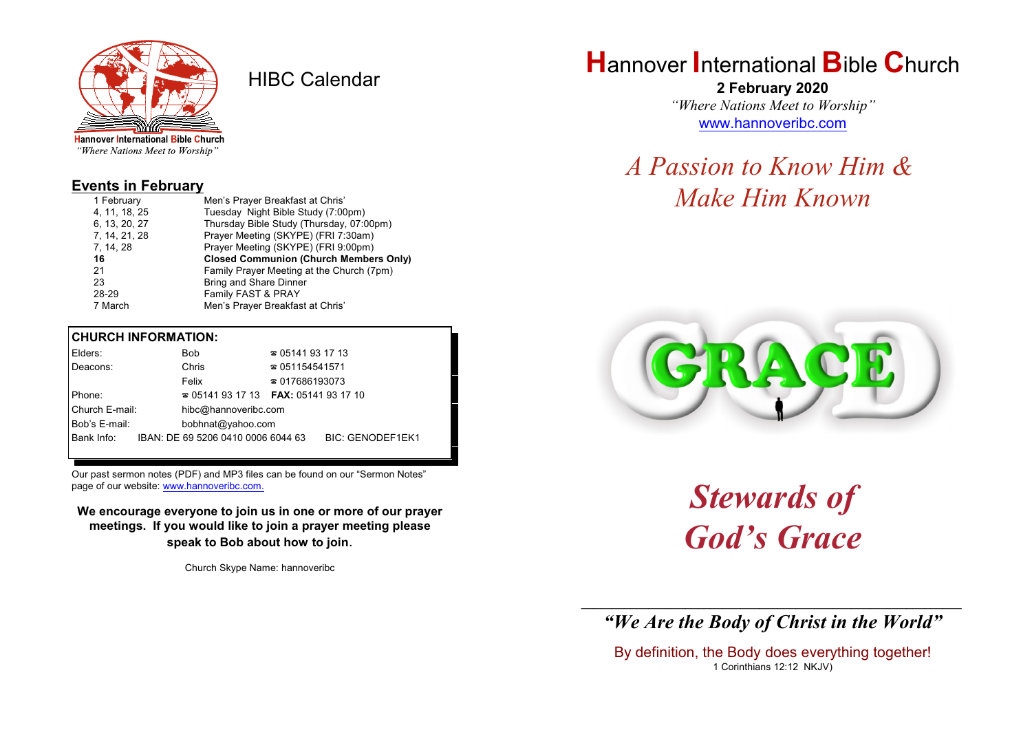Hannover International Bible Church
*"Where Nations Meet to Worship"*

# HIBC Calendar

## Events in February

| | |
|---|---|
| 1 February | Men's Prayer Breakfast at Chris' |
| 4, 11, 18, 25 | Tuesday Night Bible Study (7:00pm) |
| 6, 13, 20, 27 | Thursday Bible Study (Thursday, 07:00pm) |
| 7, 14, 21, 28 | Prayer Meeting (SKYPE) (FRI 7:30am) |
| 7, 14, 28 | Prayer Meeting (SKYPE) (FRI 9:00pm) |
| **16** | **Closed Communion (Church Members Only)** |
| 21 | Family Prayer Meeting at the Church (7pm) |
| 23 | Bring and Share Dinner |
| 28-29 | Family FAST & PRAY |
| 7 March | Men's Prayer Breakfast at Chris' |

**CHURCH INFORMATION:**

| | | |
|---|---|---|
| Elders: | Bob | ☎ 05141 93 17 13 |
| Deacons: | Chris | ☎ 051154541571 |
| | Felix | ☎ 017686193073 |
| Phone: | ☎ 05141 93 17 13 | **FAX:** 05141 93 17 10 |
| Church E-mail: | hibc@hannoveribc.com | |
| Bob's E-mail: | bobhnat@yahoo.com | |
| Bank Info: | IBAN: DE 69 5206 0410 0006 6044 63 | BIC: GENODEF1EK1 |

Our past sermon notes (PDF) and MP3 files can be found on our "Sermon Notes" page of our website: www.hannoveribc.com.

**We encourage everyone to join us in one or more of our prayer meetings. If you would like to join a prayer meeting please speak to Bob about how to join.**

Church Skype Name: hannoveribc

# Hannover International Bible Church

**2 February 2020**
*"Where Nations Meet to Worship"*
www.hannoveribc.com

*A Passion to Know Him & Make Him Known*

GRACE

# *Stewards of God's Grace*

***"We Are the Body of Christ in the World"***

By definition, the Body does everything together!
1 Corinthians 12:12 NKJV)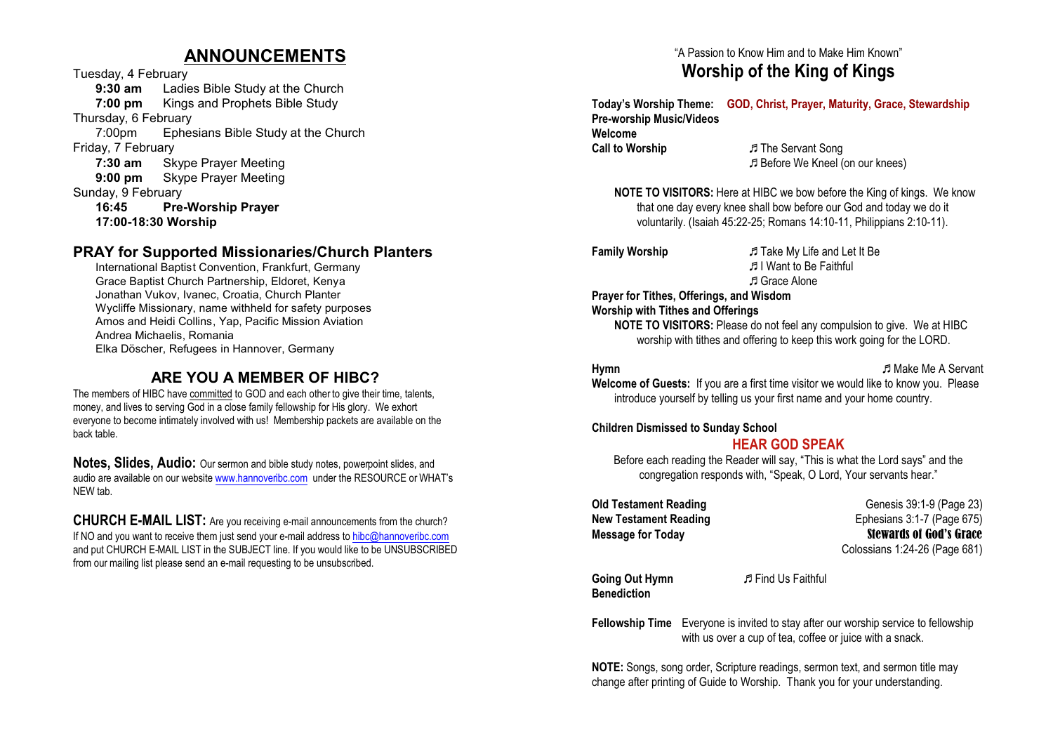# ANNOUNCEMENTS

Tuesday, 4 February

- **9:30 am** Ladies Bible Study at the Church
- **7:00 pm** Kings and Prophets Bible Study

Thursday, 6 February

- 7:00pm Ephesians Bible Study at the Church

Friday, 7 February

- **7:30 am** Skype Prayer Meeting
- **9:00 pm** Skype Prayer Meeting

Sunday, 9 February

- **16:45 Pre-Worship Prayer**
- **17:00-18:30 Worship**

## PRAY for Supported Missionaries/Church Planters

International Baptist Convention, Frankfurt, Germany
Grace Baptist Church Partnership, Eldoret, Kenya
Jonathan Vukov, Ivanec, Croatia, Church Planter
Wycliffe Missionary, name withheld for safety purposes
Amos and Heidi Collins, Yap, Pacific Mission Aviation
Andrea Michaelis, Romania
Elka Döscher, Refugees in Hannover, Germany

## ARE YOU A MEMBER OF HIBC?

The members of HIBC have committed to GOD and each other to give their time, talents, money, and lives to serving God in a close family fellowship for His glory. We exhort everyone to become intimately involved with us! Membership packets are available on the back table.

**Notes, Slides, Audio:** Our sermon and bible study notes, powerpoint slides, and audio are available on our website www.hannoveribc.com under the RESOURCE or WHAT's NEW tab.

**CHURCH E-MAIL LIST:** Are you receiving e-mail announcements from the church? If NO and you want to receive them just send your e-mail address to hibc@hannoveribc.com and put CHURCH E-MAIL LIST in the SUBJECT line. If you would like to be UNSUBSCRIBED from our mailing list please send an e-mail requesting to be unsubscribed.

"A Passion to Know Him and to Make Him Known"

# Worship of the King of Kings

**Today's Worship Theme:** **GOD, Christ, Prayer, Maturity, Grace, Stewardship**

**Pre-worship Music/Videos**

**Welcome**

**Call to Worship** ♬ The Servant Song
♬ Before We Kneel (on our knees)

**NOTE TO VISITORS:** Here at HIBC we bow before the King of kings. We know that one day every knee shall bow before our God and today we do it voluntarily. (Isaiah 45:22-25; Romans 14:10-11, Philippians 2:10-11).

**Family Worship** ♬ Take My Life and Let It Be
♬ I Want to Be Faithful
♬ Grace Alone

**Prayer for Tithes, Offerings, and Wisdom**

**Worship with Tithes and Offerings**

**NOTE TO VISITORS:** Please do not feel any compulsion to give. We at HIBC worship with tithes and offering to keep this work going for the LORD.

**Hymn** ♬ Make Me A Servant

**Welcome of Guests:** If you are a first time visitor we would like to know you. Please introduce yourself by telling us your first name and your home country.

**Children Dismissed to Sunday School**

## HEAR GOD SPEAK

Before each reading the Reader will say, "This is what the Lord says" and the congregation responds with, "Speak, O Lord, Your servants hear."

**Old Testament Reading** Genesis 39:1-9 (Page 23)

**New Testament Reading** Ephesians 3:1-7 (Page 675)

**Message for Today** **Stewards of God's Grace**
Colossians 1:24-26 (Page 681)

**Going Out Hymn** ♬ Find Us Faithful

**Benediction**

**Fellowship Time** Everyone is invited to stay after our worship service to fellowship with us over a cup of tea, coffee or juice with a snack.

**NOTE:** Songs, song order, Scripture readings, sermon text, and sermon title may change after printing of Guide to Worship. Thank you for your understanding.